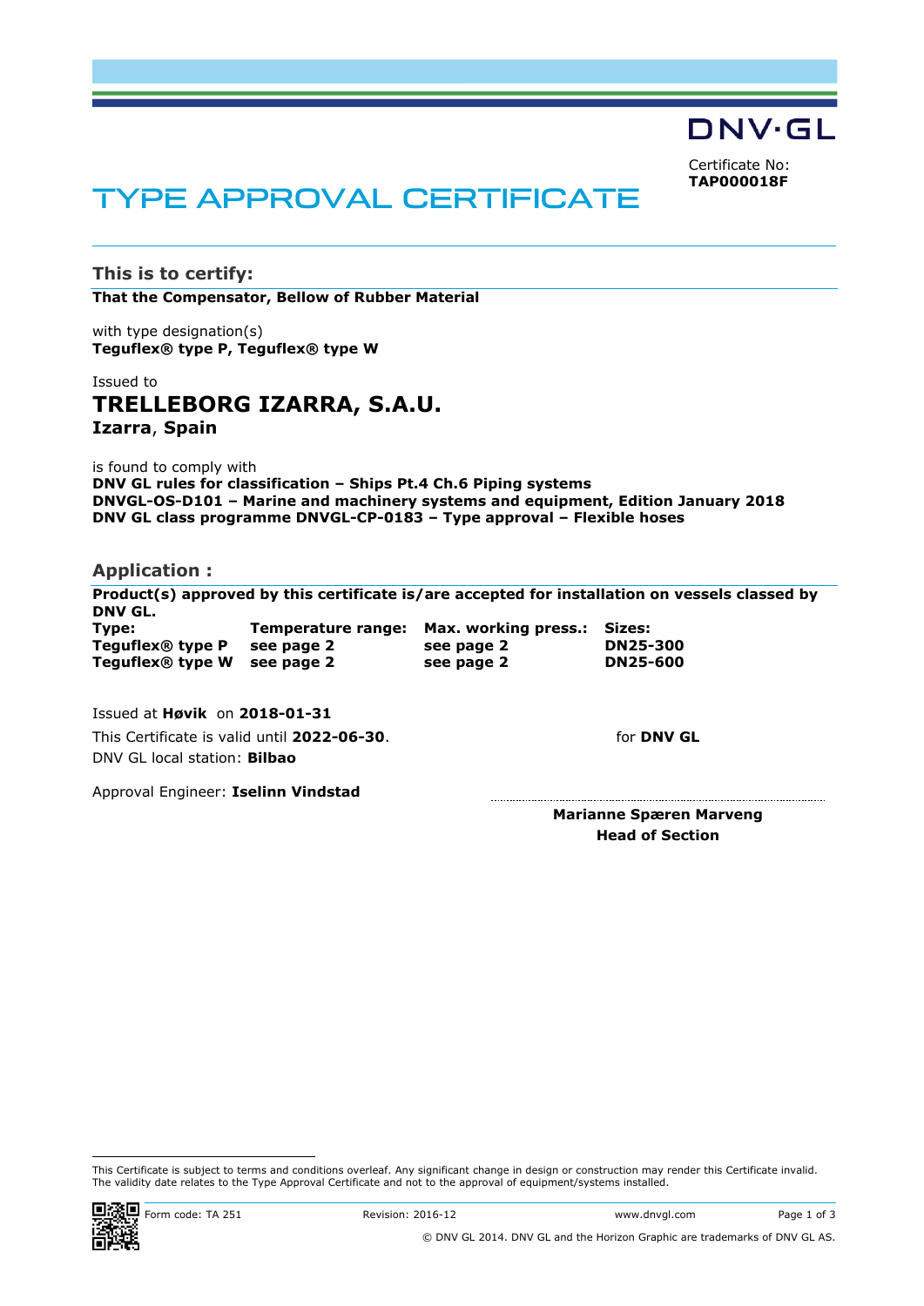DNV·GL

Certificate No:
**TAP000018F**

# TYPE APPROVAL CERTIFICATE

## This is to certify:

**That the Compensator, Bellow of Rubber Material**

with type designation(s)
**Teguflex® type P, Teguflex® type W**

Issued to
## TRELLEBORG IZARRA, S.A.U.
**Izarra, Spain**

is found to comply with
**DNV GL rules for classification – Ships Pt.4 Ch.6 Piping systems**
**DNVGL-OS-D101 – Marine and machinery systems and equipment, Edition January 2018**
**DNV GL class programme DNVGL-CP-0183 – Type approval – Flexible hoses**

## Application :

**Product(s) approved by this certificate is/are accepted for installation on vessels classed by DNV GL.**

| Type: | Temperature range: | Max. working press.: | Sizes: |
|---|---|---|---|
| Teguflex® type P | see page 2 | see page 2 | DN25-300 |
| Teguflex® type W | see page 2 | see page 2 | DN25-600 |

Issued at **Høvik** on **2018-01-31**
This Certificate is valid until **2022-06-30**.
DNV GL local station: **Bilbao**

Approval Engineer: **Iselinn Vindstad**

for **DNV GL**

**Marianne Spæren Marveng**
**Head of Section**

This Certificate is subject to terms and conditions overleaf. Any significant change in design or construction may render this Certificate invalid. The validity date relates to the Type Approval Certificate and not to the approval of equipment/systems installed.

Form code: TA 251 Revision: 2016-12 www.dnvgl.com

© DNV GL 2014. DNV GL and the Horizon Graphic are trademarks of DNV GL AS.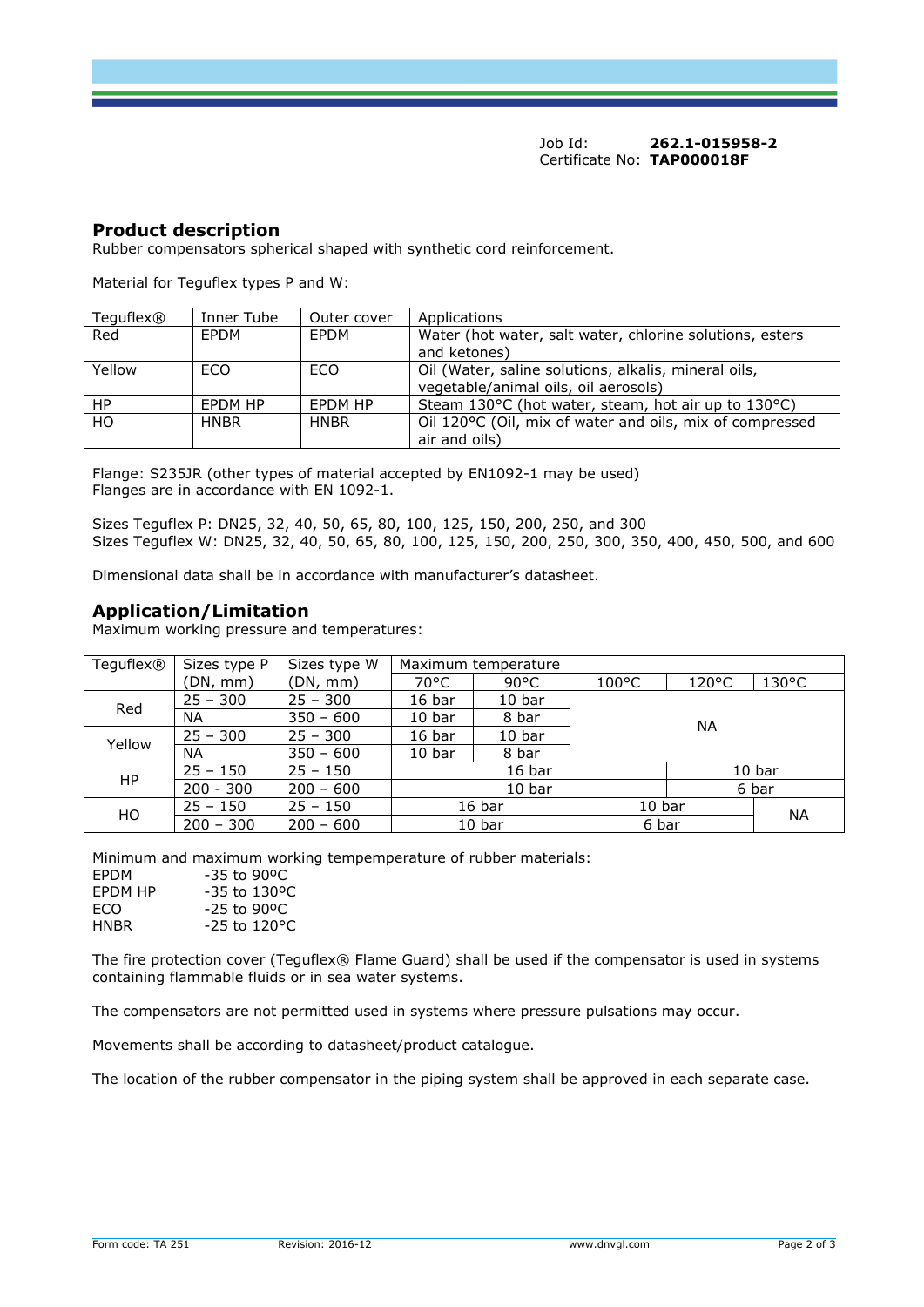Job Id: **262.1-015958-2**
Certificate No: **TAP000018F**

## Product description

Rubber compensators spherical shaped with synthetic cord reinforcement.

Material for Teguflex types P and W:

| Teguflex® | Inner Tube | Outer cover | Applications |
|---|---|---|---|
| Red | EPDM | EPDM | Water (hot water, salt water, chlorine solutions, esters and ketones) |
| Yellow | ECO | ECO | Oil (Water, saline solutions, alkalis, mineral oils, vegetable/animal oils, oil aerosols) |
| HP | EPDM HP | EPDM HP | Steam 130°C (hot water, steam, hot air up to 130°C) |
| HO | HNBR | HNBR | Oil 120°C (Oil, mix of water and oils, mix of compressed air and oils) |

Flange: S235JR (other types of material accepted by EN1092-1 may be used)
Flanges are in accordance with EN 1092-1.

Sizes Teguflex P: DN25, 32, 40, 50, 65, 80, 100, 125, 150, 200, 250, and 300
Sizes Teguflex W: DN25, 32, 40, 50, 65, 80, 100, 125, 150, 200, 250, 300, 350, 400, 450, 500, and 600

Dimensional data shall be in accordance with manufacturer's datasheet.

## Application/Limitation

Maximum working pressure and temperatures:

| Teguflex® | Sizes type P (DN, mm) | Sizes type W (DN, mm) | Maximum temperature | | | | |
|---|---|---|---|---|---|---|---|
| | | | 70°C | 90°C | 100°C | 120°C | 130°C |
| Red | 25 – 300 | 25 – 300 | 16 bar | 10 bar | NA | | |
| | NA | 350 – 600 | 10 bar | 8 bar | | | |
| Yellow | 25 – 300 | 25 – 300 | 16 bar | 10 bar | | | |
| | NA | 350 – 600 | 10 bar | 8 bar | | | |
| HP | 25 – 150 | 25 – 150 | 16 bar | | | 10 bar | |
| | 200 - 300 | 200 – 600 | 10 bar | | | 6 bar | |
| HO | 25 – 150 | 25 – 150 | 16 bar | | 10 bar | | NA |
| | 200 – 300 | 200 – 600 | 10 bar | | 6 bar | | |

Minimum and maximum working tempemperature of rubber materials:

| | |
|---|---|
| EPDM | -35 to 90ºC |
| EPDM HP | -35 to 130ºC |
| ECO | -25 to 90ºC |
| HNBR | -25 to 120°C |

The fire protection cover (Teguflex® Flame Guard) shall be used if the compensator is used in systems containing flammable fluids or in sea water systems.

The compensators are not permitted used in systems where pressure pulsations may occur.

Movements shall be according to datasheet/product catalogue.

The location of the rubber compensator in the piping system shall be approved in each separate case.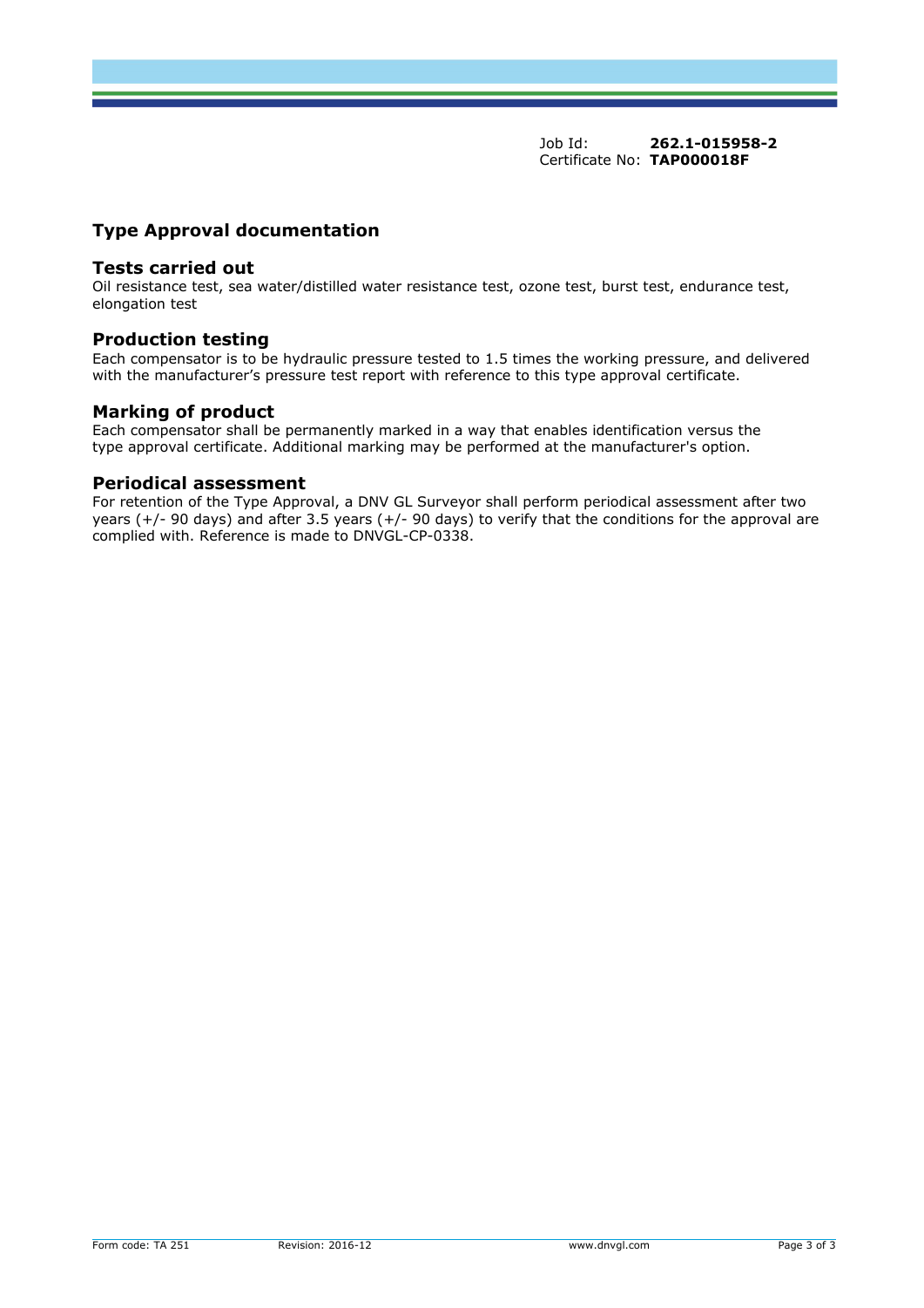Job Id: **262.1-015958-2**
Certificate No: **TAP000018F**

## Type Approval documentation

### Tests carried out

Oil resistance test, sea water/distilled water resistance test, ozone test, burst test, endurance test, elongation test

### Production testing

Each compensator is to be hydraulic pressure tested to 1.5 times the working pressure, and delivered with the manufacturer's pressure test report with reference to this type approval certificate.

### Marking of product

Each compensator shall be permanently marked in a way that enables identification versus the type approval certificate. Additional marking may be performed at the manufacturer's option.

### Periodical assessment

For retention of the Type Approval, a DNV GL Surveyor shall perform periodical assessment after two years (+/- 90 days) and after 3.5 years (+/- 90 days) to verify that the conditions for the approval are complied with. Reference is made to DNVGL-CP-0338.